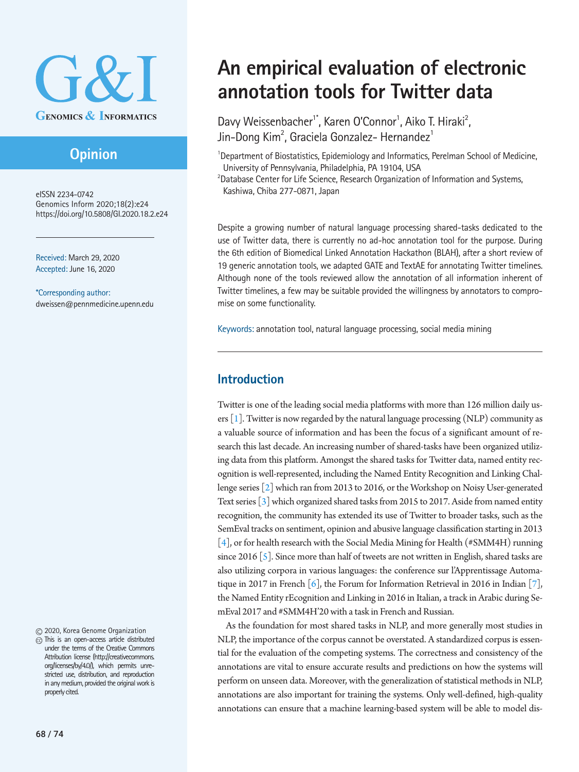# An empirical evaluation of electronic annotation tools for Twitter data

Davy Weissenbacher[1*], Karen O'Connor[1], Aiko T. Hiraki[2], Jin-Dong Kim[2], Graciela Gonzalez- Hernandez[1]

[1]Department of Biostatistics, Epidemiology and Informatics, Perelman School of Medicine, University of Pennsylvania, Philadelphia, PA 19104, USA

[2]Database Center for Life Science, Research Organization of Information and Systems, Kashiwa, Chiba 277-0871, Japan

**Opinion**

eISSN 2234-0742
Genomics Inform 2020;18(2):e24
https://doi.org/10.5808/GI.2020.18.2.e24

Received: March 29, 2020
Accepted: June 16, 2020

*Corresponding author:
dweissen@pennmedicine.upenn.edu

© 2020, Korea Genome Organization

This is an open-access article distributed under the terms of the Creative Commons Attribution license (http://creativecommons.org/licenses/by/4.0/), which permits unrestricted use, distribution, and reproduction in any medium, provided the original work is properly cited.

Despite a growing number of natural language processing shared-tasks dedicated to the use of Twitter data, there is currently no ad-hoc annotation tool for the purpose. During the 6th edition of Biomedical Linked Annotation Hackathon (BLAH), after a short review of 19 generic annotation tools, we adapted GATE and TextAE for annotating Twitter timelines. Although none of the tools reviewed allow the annotation of all information inherent of Twitter timelines, a few may be suitable provided the willingness by annotators to compromise on some functionality.

Keywords: annotation tool, natural language processing, social media mining

## Introduction

Twitter is one of the leading social media platforms with more than 126 million daily users [1]. Twitter is now regarded by the natural language processing (NLP) community as a valuable source of information and has been the focus of a significant amount of research this last decade. An increasing number of shared-tasks have been organized utilizing data from this platform. Amongst the shared tasks for Twitter data, named entity recognition is well-represented, including the Named Entity Recognition and Linking Challenge series [2] which ran from 2013 to 2016, or the Workshop on Noisy User-generated Text series [3] which organized shared tasks from 2015 to 2017. Aside from named entity recognition, the community has extended its use of Twitter to broader tasks, such as the SemEval tracks on sentiment, opinion and abusive language classification starting in 2013 [4], or for health research with the Social Media Mining for Health (#SMM4H) running since 2016 [5]. Since more than half of tweets are not written in English, shared tasks are also utilizing corpora in various languages: the conference sur l'Apprentissage Automatique in 2017 in French [6], the Forum for Information Retrieval in 2016 in Indian [7], the Named Entity rEcognition and Linking in 2016 in Italian, a track in Arabic during SemEval 2017 and #SMM4H'20 with a task in French and Russian.

As the foundation for most shared tasks in NLP, and more generally most studies in NLP, the importance of the corpus cannot be overstated. A standardized corpus is essential for the evaluation of the competing systems. The correctness and consistency of the annotations are vital to ensure accurate results and predictions on how the systems will perform on unseen data. Moreover, with the generalization of statistical methods in NLP, annotations are also important for training the systems. Only well-defined, high-quality annotations can ensure that a machine learning-based system will be able to model dis-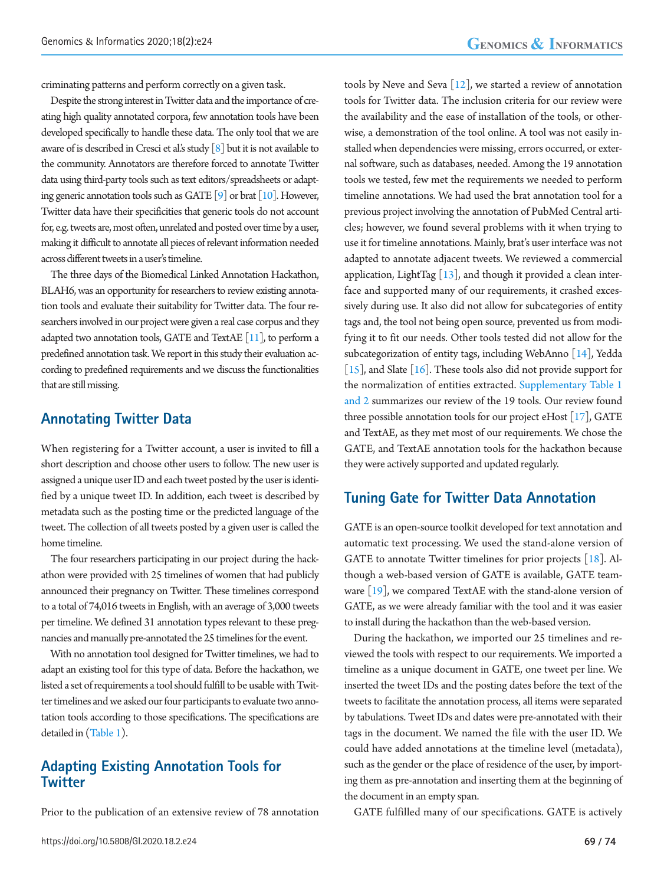criminating patterns and perform correctly on a given task.

Despite the strong interest in Twitter data and the importance of creating high quality annotated corpora, few annotation tools have been developed specifically to handle these data. The only tool that we are aware of is described in Cresci et al.'s study [8] but it is not available to the community. Annotators are therefore forced to annotate Twitter data using third-party tools such as text editors/spreadsheets or adapting generic annotation tools such as GATE [9] or brat [10]. However, Twitter data have their specificities that generic tools do not account for, e.g. tweets are, most often, unrelated and posted over time by a user, making it difficult to annotate all pieces of relevant information needed across different tweets in a user's timeline.

The three days of the Biomedical Linked Annotation Hackathon, BLAH6, was an opportunity for researchers to review existing annotation tools and evaluate their suitability for Twitter data. The four researchers involved in our project were given a real case corpus and they adapted two annotation tools, GATE and TextAE [11], to perform a predefined annotation task. We report in this study their evaluation according to predefined requirements and we discuss the functionalities that are still missing.

## Annotating Twitter Data

When registering for a Twitter account, a user is invited to fill a short description and choose other users to follow. The new user is assigned a unique user ID and each tweet posted by the user is identified by a unique tweet ID. In addition, each tweet is described by metadata such as the posting time or the predicted language of the tweet. The collection of all tweets posted by a given user is called the home timeline.

The four researchers participating in our project during the hackathon were provided with 25 timelines of women that had publicly announced their pregnancy on Twitter. These timelines correspond to a total of 74,016 tweets in English, with an average of 3,000 tweets per timeline. We defined 31 annotation types relevant to these pregnancies and manually pre-annotated the 25 timelines for the event.

With no annotation tool designed for Twitter timelines, we had to adapt an existing tool for this type of data. Before the hackathon, we listed a set of requirements a tool should fulfill to be usable with Twitter timelines and we asked our four participants to evaluate two annotation tools according to those specifications. The specifications are detailed in (Table 1).

## Adapting Existing Annotation Tools for Twitter

Prior to the publication of an extensive review of 78 annotation tools by Neve and Seva [12], we started a review of annotation tools for Twitter data. The inclusion criteria for our review were the availability and the ease of installation of the tools, or otherwise, a demonstration of the tool online. A tool was not easily installed when dependencies were missing, errors occurred, or external software, such as databases, needed. Among the 19 annotation tools we tested, few met the requirements we needed to perform timeline annotations. We had used the brat annotation tool for a previous project involving the annotation of PubMed Central articles; however, we found several problems with it when trying to use it for timeline annotations. Mainly, brat's user interface was not adapted to annotate adjacent tweets. We reviewed a commercial application, LightTag [13], and though it provided a clean interface and supported many of our requirements, it crashed excessively during use. It also did not allow for subcategories of entity tags and, the tool not being open source, prevented us from modifying it to fit our needs. Other tools tested did not allow for the subcategorization of entity tags, including WebAnno [14], Yedda [15], and Slate [16]. These tools also did not provide support for the normalization of entities extracted. Supplementary Table 1 and 2 summarizes our review of the 19 tools. Our review found three possible annotation tools for our project eHost [17], GATE and TextAE, as they met most of our requirements. We chose the GATE, and TextAE annotation tools for the hackathon because they were actively supported and updated regularly.

## Tuning Gate for Twitter Data Annotation

GATE is an open-source toolkit developed for text annotation and automatic text processing. We used the stand-alone version of GATE to annotate Twitter timelines for prior projects [18]. Although a web-based version of GATE is available, GATE teamware [19], we compared TextAE with the stand-alone version of GATE, as we were already familiar with the tool and it was easier to install during the hackathon than the web-based version.

During the hackathon, we imported our 25 timelines and reviewed the tools with respect to our requirements. We imported a timeline as a unique document in GATE, one tweet per line. We inserted the tweet IDs and the posting dates before the text of the tweets to facilitate the annotation process, all items were separated by tabulations. Tweet IDs and dates were pre-annotated with their tags in the document. We named the file with the user ID. We could have added annotations at the timeline level (metadata), such as the gender or the place of residence of the user, by importing them as pre-annotation and inserting them at the beginning of the document in an empty span.

GATE fulfilled many of our specifications. GATE is actively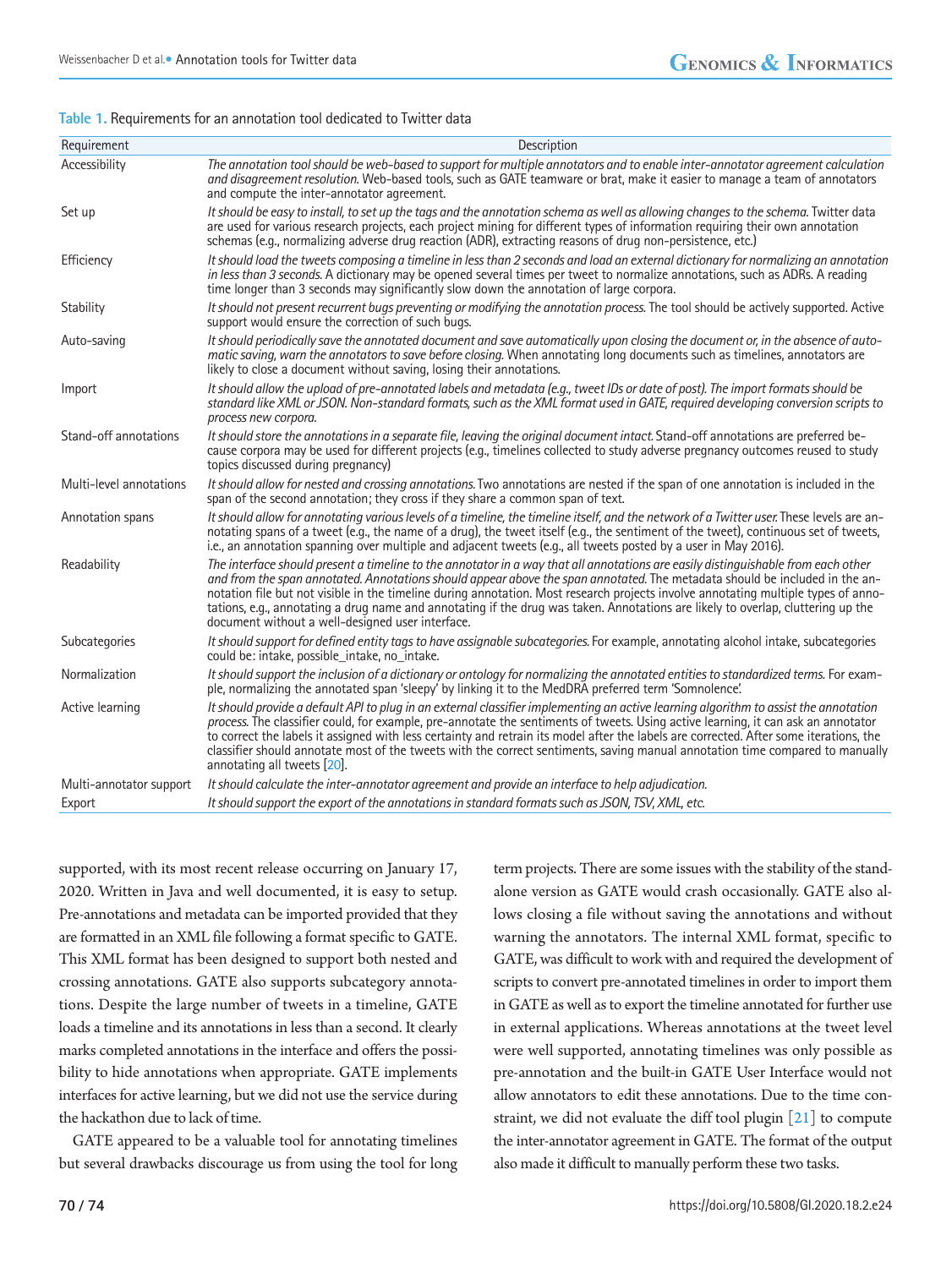**Table 1.** Requirements for an annotation tool dedicated to Twitter data

| Requirement | Description |
|---|---|
| Accessibility | *The annotation tool should be web-based to support for multiple annotators and to enable inter-annotator agreement calculation and disagreement resolution.* Web-based tools, such as GATE teamware or brat, make it easier to manage a team of annotators and compute the inter-annotator agreement. |
| Set up | *It should be easy to install, to set up the tags and the annotation schema as well as allowing changes to the schema.* Twitter data are used for various research projects, each project mining for different types of information requiring their own annotation schemas (e.g., normalizing adverse drug reaction (ADR), extracting reasons of drug non-persistence, etc.) |
| Efficiency | *It should load the tweets composing a timeline in less than 2 seconds and load an external dictionary for normalizing an annotation in less than 3 seconds.* A dictionary may be opened several times per tweet to normalize annotations, such as ADRs. A reading time longer than 3 seconds may significantly slow down the annotation of large corpora. |
| Stability | *It should not present recurrent bugs preventing or modifying the annotation process.* The tool should be actively supported. Active support would ensure the correction of such bugs. |
| Auto-saving | *It should periodically save the annotated document and save automatically upon closing the document or, in the absence of automatic saving, warn the annotators to save before closing.* When annotating long documents such as timelines, annotators are likely to close a document without saving, losing their annotations. |
| Import | *It should allow the upload of pre-annotated labels and metadata (e.g., tweet IDs or date of post). The import formats should be standard like XML or JSON. Non-standard formats, such as the XML format used in GATE, required developing conversion scripts to process new corpora.* |
| Stand-off annotations | *It should store the annotations in a separate file, leaving the original document intact.* Stand-off annotations are preferred because corpora may be used for different projects (e.g., timelines collected to study adverse pregnancy outcomes reused to study topics discussed during pregnancy) |
| Multi-level annotations | *It should allow for nested and crossing annotations.* Two annotations are nested if the span of one annotation is included in the span of the second annotation; they cross if they share a common span of text. |
| Annotation spans | *It should allow for annotating various levels of a timeline, the timeline itself, and the network of a Twitter user.* These levels are annotating spans of a tweet (e.g., the name of a drug), the tweet itself (e.g., the sentiment of the tweet), continuous set of tweets, i.e., an annotation spanning over multiple and adjacent tweets (e.g., all tweets posted by a user in May 2016). |
| Readability | *The interface should present a timeline to the annotator in a way that all annotations are easily distinguishable from each other and from the span annotated. Annotations should appear above the span annotated.* The metadata should be included in the annotation file but not visible in the timeline during annotation. Most research projects involve annotating multiple types of annotations, e.g., annotating a drug name and annotating if the drug was taken. Annotations are likely to overlap, cluttering up the document without a well-designed user interface. |
| Subcategories | *It should support for defined entity tags to have assignable subcategories.* For example, annotating alcohol intake, subcategories could be: intake, possible_intake, no_intake. |
| Normalization | *It should support the inclusion of a dictionary or ontology for normalizing the annotated entities to standardized terms.* For example, normalizing the annotated span 'sleepy' by linking it to the MedDRA preferred term 'Somnolence'. |
| Active learning | *It should provide a default API to plug in an external classifier implementing an active learning algorithm to assist the annotation process.* The classifier could, for example, pre-annotate the sentiments of tweets. Using active learning, it can ask an annotator to correct the labels it assigned with less certainty and retrain its model after the labels are corrected. After some iterations, the classifier should annotate most of the tweets with the correct sentiments, saving manual annotation time compared to manually annotating all tweets [20]. |
| Multi-annotator support | *It should calculate the inter-annotator agreement and provide an interface to help adjudication.* |
| Export | *It should support the export of the annotations in standard formats such as JSON, TSV, XML, etc.* |

supported, with its most recent release occurring on January 17, 2020. Written in Java and well documented, it is easy to setup. Pre-annotations and metadata can be imported provided that they are formatted in an XML file following a format specific to GATE. This XML format has been designed to support both nested and crossing annotations. GATE also supports subcategory annotations. Despite the large number of tweets in a timeline, GATE loads a timeline and its annotations in less than a second. It clearly marks completed annotations in the interface and offers the possibility to hide annotations when appropriate. GATE implements interfaces for active learning, but we did not use the service during the hackathon due to lack of time.

GATE appeared to be a valuable tool for annotating timelines but several drawbacks discourage us from using the tool for long term projects. There are some issues with the stability of the standalone version as GATE would crash occasionally. GATE also allows closing a file without saving the annotations and without warning the annotators. The internal XML format, specific to GATE, was difficult to work with and required the development of scripts to convert pre-annotated timelines in order to import them in GATE as well as to export the timeline annotated for further use in external applications. Whereas annotations at the tweet level were well supported, annotating timelines was only possible as pre-annotation and the built-in GATE User Interface would not allow annotators to edit these annotations. Due to the time constraint, we did not evaluate the diff tool plugin [21] to compute the inter-annotator agreement in GATE. The format of the output also made it difficult to manually perform these two tasks.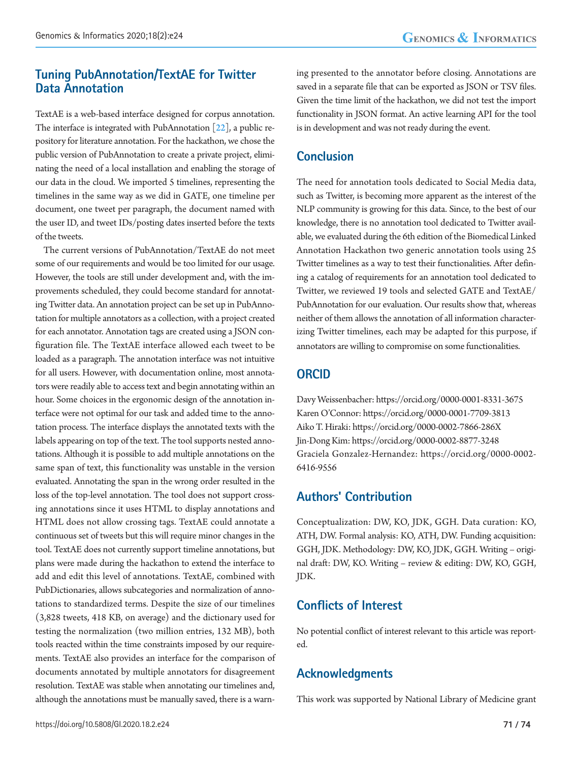## Tuning PubAnnotation/TextAE for Twitter Data Annotation

TextAE is a web-based interface designed for corpus annotation. The interface is integrated with PubAnnotation [22], a public repository for literature annotation. For the hackathon, we chose the public version of PubAnnotation to create a private project, eliminating the need of a local installation and enabling the storage of our data in the cloud. We imported 5 timelines, representing the timelines in the same way as we did in GATE, one timeline per document, one tweet per paragraph, the document named with the user ID, and tweet IDs/posting dates inserted before the texts of the tweets.

The current versions of PubAnnotation/TextAE do not meet some of our requirements and would be too limited for our usage. However, the tools are still under development and, with the improvements scheduled, they could become standard for annotating Twitter data. An annotation project can be set up in PubAnnotation for multiple annotators as a collection, with a project created for each annotator. Annotation tags are created using a JSON configuration file. The TextAE interface allowed each tweet to be loaded as a paragraph. The annotation interface was not intuitive for all users. However, with documentation online, most annotators were readily able to access text and begin annotating within an hour. Some choices in the ergonomic design of the annotation interface were not optimal for our task and added time to the annotation process. The interface displays the annotated texts with the labels appearing on top of the text. The tool supports nested annotations. Although it is possible to add multiple annotations on the same span of text, this functionality was unstable in the version evaluated. Annotating the span in the wrong order resulted in the loss of the top-level annotation. The tool does not support crossing annotations since it uses HTML to display annotations and HTML does not allow crossing tags. TextAE could annotate a continuous set of tweets but this will require minor changes in the tool. TextAE does not currently support timeline annotations, but plans were made during the hackathon to extend the interface to add and edit this level of annotations. TextAE, combined with PubDictionaries, allows subcategories and normalization of annotations to standardized terms. Despite the size of our timelines (3,828 tweets, 418 KB, on average) and the dictionary used for testing the normalization (two million entries, 132 MB), both tools reacted within the time constraints imposed by our requirements. TextAE also provides an interface for the comparison of documents annotated by multiple annotators for disagreement resolution. TextAE was stable when annotating our timelines and, although the annotations must be manually saved, there is a warning presented to the annotator before closing. Annotations are saved in a separate file that can be exported as JSON or TSV files. Given the time limit of the hackathon, we did not test the import functionality in JSON format. An active learning API for the tool is in development and was not ready during the event.

## Conclusion

The need for annotation tools dedicated to Social Media data, such as Twitter, is becoming more apparent as the interest of the NLP community is growing for this data. Since, to the best of our knowledge, there is no annotation tool dedicated to Twitter available, we evaluated during the 6th edition of the Biomedical Linked Annotation Hackathon two generic annotation tools using 25 Twitter timelines as a way to test their functionalities. After defining a catalog of requirements for an annotation tool dedicated to Twitter, we reviewed 19 tools and selected GATE and TextAE/PubAnnotation for our evaluation. Our results show that, whereas neither of them allows the annotation of all information characterizing Twitter timelines, each may be adapted for this purpose, if annotators are willing to compromise on some functionalities.

## ORCID

Davy Weissenbacher: https://orcid.org/0000-0001-8331-3675
Karen O'Connor: https://orcid.org/0000-0001-7709-3813
Aiko T. Hiraki: https://orcid.org/0000-0002-7866-286X
Jin-Dong Kim: https://orcid.org/0000-0002-8877-3248
Graciela Gonzalez-Hernandez: https://orcid.org/0000-0002-6416-9556

## Authors' Contribution

Conceptualization: DW, KO, JDK, GGH. Data curation: KO, ATH, DW. Formal analysis: KO, ATH, DW. Funding acquisition: GGH, JDK. Methodology: DW, KO, JDK, GGH. Writing – original draft: DW, KO. Writing – review & editing: DW, KO, GGH, JDK.

## Conflicts of Interest

No potential conflict of interest relevant to this article was reported.

## Acknowledgments

This work was supported by National Library of Medicine grant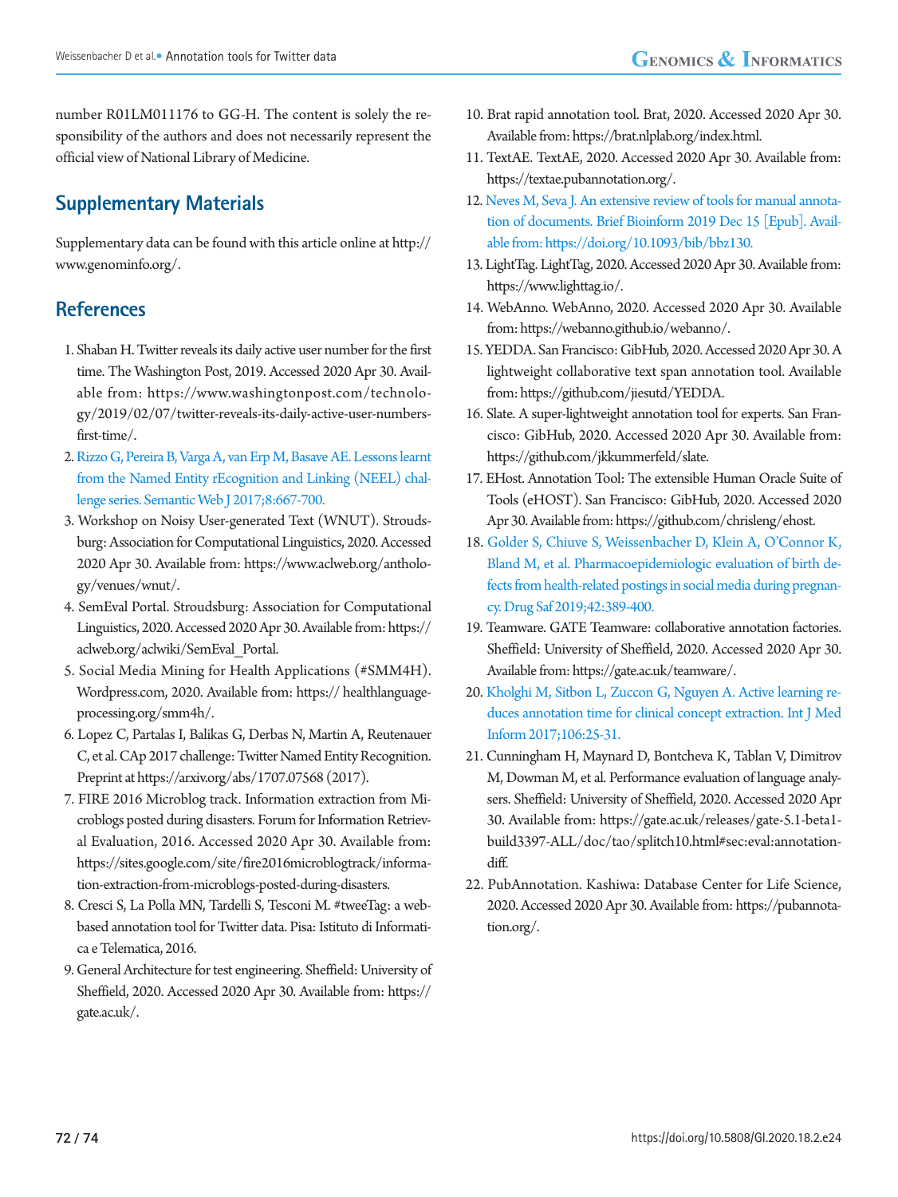number R01LM011176 to GG-H. The content is solely the responsibility of the authors and does not necessarily represent the official view of National Library of Medicine.

## Supplementary Materials

Supplementary data can be found with this article online at http://www.genominfo.org/.

## References

1. Shaban H. Twitter reveals its daily active user number for the first time. The Washington Post, 2019. Accessed 2020 Apr 30. Available from: https://www.washingtonpost.com/technology/2019/02/07/twitter-reveals-its-daily-active-user-numbers-first-time/.
2. Rizzo G, Pereira B, Varga A, van Erp M, Basave AE. Lessons learnt from the Named Entity rEcognition and Linking (NEEL) challenge series. Semantic Web J 2017;8:667-700.
3. Workshop on Noisy User-generated Text (WNUT). Stroudsburg: Association for Computational Linguistics, 2020. Accessed 2020 Apr 30. Available from: https://www.aclweb.org/anthology/venues/wnut/.
4. SemEval Portal. Stroudsburg: Association for Computational Linguistics, 2020. Accessed 2020 Apr 30. Available from: https://aclweb.org/aclwiki/SemEval_Portal.
5. Social Media Mining for Health Applications (#SMM4H). Wordpress.com, 2020. Available from: https:// healthlanguageprocessing.org/smm4h/.
6. Lopez C, Partalas I, Balikas G, Derbas N, Martin A, Reutenauer C, et al. CAp 2017 challenge: Twitter Named Entity Recognition. Preprint at https://arxiv.org/abs/1707.07568 (2017).
7. FIRE 2016 Microblog track. Information extraction from Microblogs posted during disasters. Forum for Information Retrieval Evaluation, 2016. Accessed 2020 Apr 30. Available from: https://sites.google.com/site/fire2016microblogtrack/information-extraction-from-microblogs-posted-during-disasters.
8. Cresci S, La Polla MN, Tardelli S, Tesconi M. #tweeTag: a web-based annotation tool for Twitter data. Pisa: Istituto di Informatica e Telematica, 2016.
9. General Architecture for test engineering. Sheffield: University of Sheffield, 2020. Accessed 2020 Apr 30. Available from: https://gate.ac.uk/.
10. Brat rapid annotation tool. Brat, 2020. Accessed 2020 Apr 30. Available from: https://brat.nlplab.org/index.html.
11. TextAE. TextAE, 2020. Accessed 2020 Apr 30. Available from: https://textae.pubannotation.org/.
12. Neves M, Seva J. An extensive review of tools for manual annotation of documents. Brief Bioinform 2019 Dec 15 [Epub]. Available from: https://doi.org/10.1093/bib/bbz130.
13. LightTag. LightTag, 2020. Accessed 2020 Apr 30. Available from: https://www.lighttag.io/.
14. WebAnno. WebAnno, 2020. Accessed 2020 Apr 30. Available from: https://webanno.github.io/webanno/.
15. YEDDA. San Francisco: GibHub, 2020. Accessed 2020 Apr 30. A lightweight collaborative text span annotation tool. Available from: https://github.com/jiesutd/YEDDA.
16. Slate. A super-lightweight annotation tool for experts. San Francisco: GibHub, 2020. Accessed 2020 Apr 30. Available from: https://github.com/jkkummerfeld/slate.
17. EHost. Annotation Tool: The extensible Human Oracle Suite of Tools (eHOST). San Francisco: GibHub, 2020. Accessed 2020 Apr 30. Available from: https://github.com/chrisleng/ehost.
18. Golder S, Chiuve S, Weissenbacher D, Klein A, O'Connor K, Bland M, et al. Pharmacoepidemiologic evaluation of birth defects from health-related postings in social media during pregnancy. Drug Saf 2019;42:389-400.
19. Teamware. GATE Teamware: collaborative annotation factories. Sheffield: University of Sheffield, 2020. Accessed 2020 Apr 30. Available from: https://gate.ac.uk/teamware/.
20. Kholghi M, Sitbon L, Zuccon G, Nguyen A. Active learning reduces annotation time for clinical concept extraction. Int J Med Inform 2017;106:25-31.
21. Cunningham H, Maynard D, Bontcheva K, Tablan V, Dimitrov M, Dowman M, et al. Performance evaluation of language analysers. Sheffield: University of Sheffield, 2020. Accessed 2020 Apr 30. Available from: https://gate.ac.uk/releases/gate-5.1-beta1-build3397-ALL/doc/tao/splitch10.html#sec:eval:annotationdiff.
22. PubAnnotation. Kashiwa: Database Center for Life Science, 2020. Accessed 2020 Apr 30. Available from: https://pubannotation.org/.